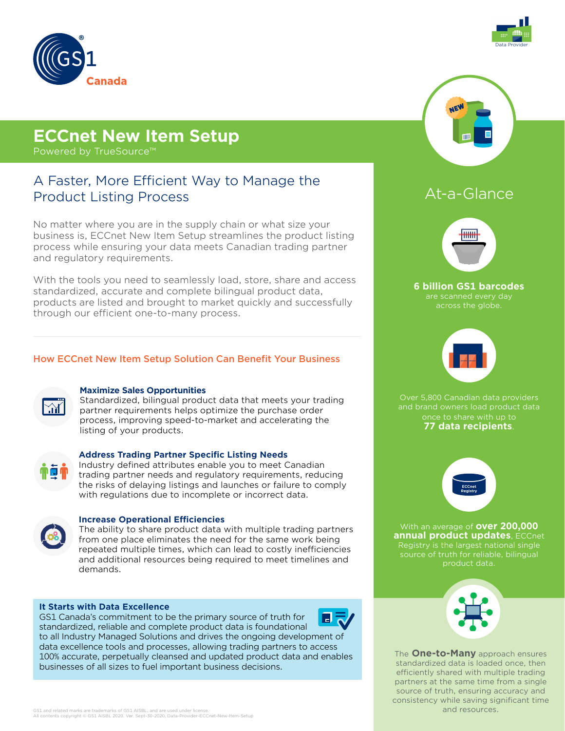# ECCnet New Item Setup

Powered by TrueSource™

## A Faster, More Efficient Way to Manage the Product Listing Process

No matter where you are in the supply chain or what size your business is, ECCnet New Item Setup streamlines the product listing process while ensuring your data meets Canadian trading partner and regulatory requirements.

With the tools you need to seamlessly load, store, share and access standardized, accurate and complete bilingual product data, products are listed and brought to market quickly and successfully through our efficient one-to-many process.

### How ECCnet New Item Setup Solution Can Benefit Your Business

**Maximize Sales Opportunities**
Standardized, bilingual product data that meets your trading partner requirements helps optimize the purchase order process, improving speed-to-market and accelerating the listing of your products.

**Address Trading Partner Specific Listing Needs**
Industry defined attributes enable you to meet Canadian trading partner needs and regulatory requirements, reducing the risks of delaying listings and launches or failure to comply with regulations due to incomplete or incorrect data.

**Increase Operational Efficiencies**
The ability to share product data with multiple trading partners from one place eliminates the need for the same work being repeated multiple times, which can lead to costly inefficiencies and additional resources being required to meet timelines and demands.

**It Starts with Data Excellence**
GS1 Canada's commitment to be the primary source of truth for standardized, reliable and complete product data is foundational to all Industry Managed Solutions and drives the ongoing development of data excellence tools and processes, allowing trading partners to access 100% accurate, perpetually cleansed and updated product data and enables businesses of all sizes to fuel important business decisions.

## At-a-Glance

**6 billion GS1 barcodes** are scanned every day across the globe.

Over 5,800 Canadian data providers and brand owners load product data once to share with up to **77 data recipients**.

With an average of **over 200,000 annual product updates**, ECCnet Registry is the largest national single source of truth for reliable, bilingual product data.

The **One-to-Many** approach ensures standardized data is loaded once, then efficiently shared with multiple trading partners at the same time from a single source of truth, ensuring accuracy and consistency while saving significant time and resources.

GS1 and related marks are trademarks of GS1 AISBL, and are used under license.
All contents copyright © GS1 AISBL 2020. Ver. Sept-30-2020, Data-Provider-ECCnet-New-Item-Setup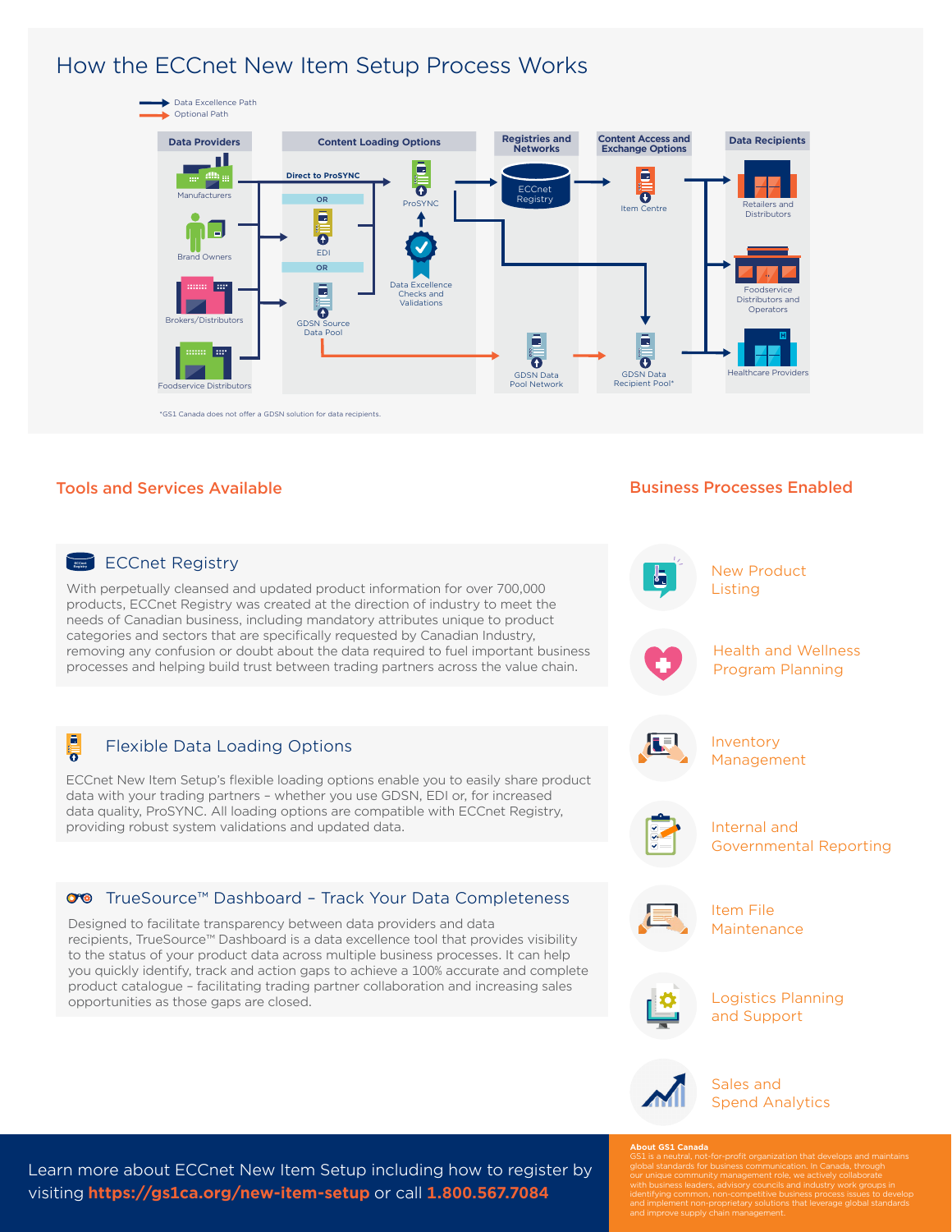# How the ECCnet New Item Setup Process Works

Data Excellence Path
Optional Path

Data Providers
Manufacturers
Brand Owners
Brokers/Distributors
Foodservice Distributors

Content Loading Options
Direct to ProSYNC
ProSYNC
OR
EDI
OR
GDSN Source Data Pool
Data Excellence Checks and Validations

Registries and Networks
ECCnet Registry
GDSN Data Pool Network

Content Access and Exchange Options
Item Centre
GDSN Data Recipient Pool*

Data Recipients
Retailers and Distributors
Foodservice Distributors and Operators
Healthcare Providers

*GS1 Canada does not offer a GDSN solution for data recipients.

## Tools and Services Available

### ECCnet Registry

With perpetually cleansed and updated product information for over 700,000 products, ECCnet Registry was created at the direction of industry to meet the needs of Canadian business, including mandatory attributes unique to product categories and sectors that are specifically requested by Canadian Industry, removing any confusion or doubt about the data required to fuel important business processes and helping build trust between trading partners across the value chain.

### Flexible Data Loading Options

ECCnet New Item Setup's flexible loading options enable you to easily share product data with your trading partners – whether you use GDSN, EDI or, for increased data quality, ProSYNC. All loading options are compatible with ECCnet Registry, providing robust system validations and updated data.

### TrueSource™ Dashboard – Track Your Data Completeness

Designed to facilitate transparency between data providers and data recipients, TrueSource™ Dashboard is a data excellence tool that provides visibility to the status of your product data across multiple business processes. It can help you quickly identify, track and action gaps to achieve a 100% accurate and complete product catalogue – facilitating trading partner collaboration and increasing sales opportunities as those gaps are closed.

## Business Processes Enabled

- New Product Listing
- Health and Wellness Program Planning
- Inventory Management
- Internal and Governmental Reporting
- Item File Maintenance
- Logistics Planning and Support
- Sales and Spend Analytics

Learn more about ECCnet New Item Setup including how to register by visiting **https://gs1ca.org/new-item-setup** or call **1.800.567.7084**

**About GS1 Canada**
GS1 is a neutral, not-for-profit organization that develops and maintains global standards for business communication. In Canada, through our unique community management role, we actively collaborate with business leaders, advisory councils and industry work groups in identifying common, non-competitive business process issues to develop and implement non-proprietary solutions that leverage global standards and improve supply chain management.